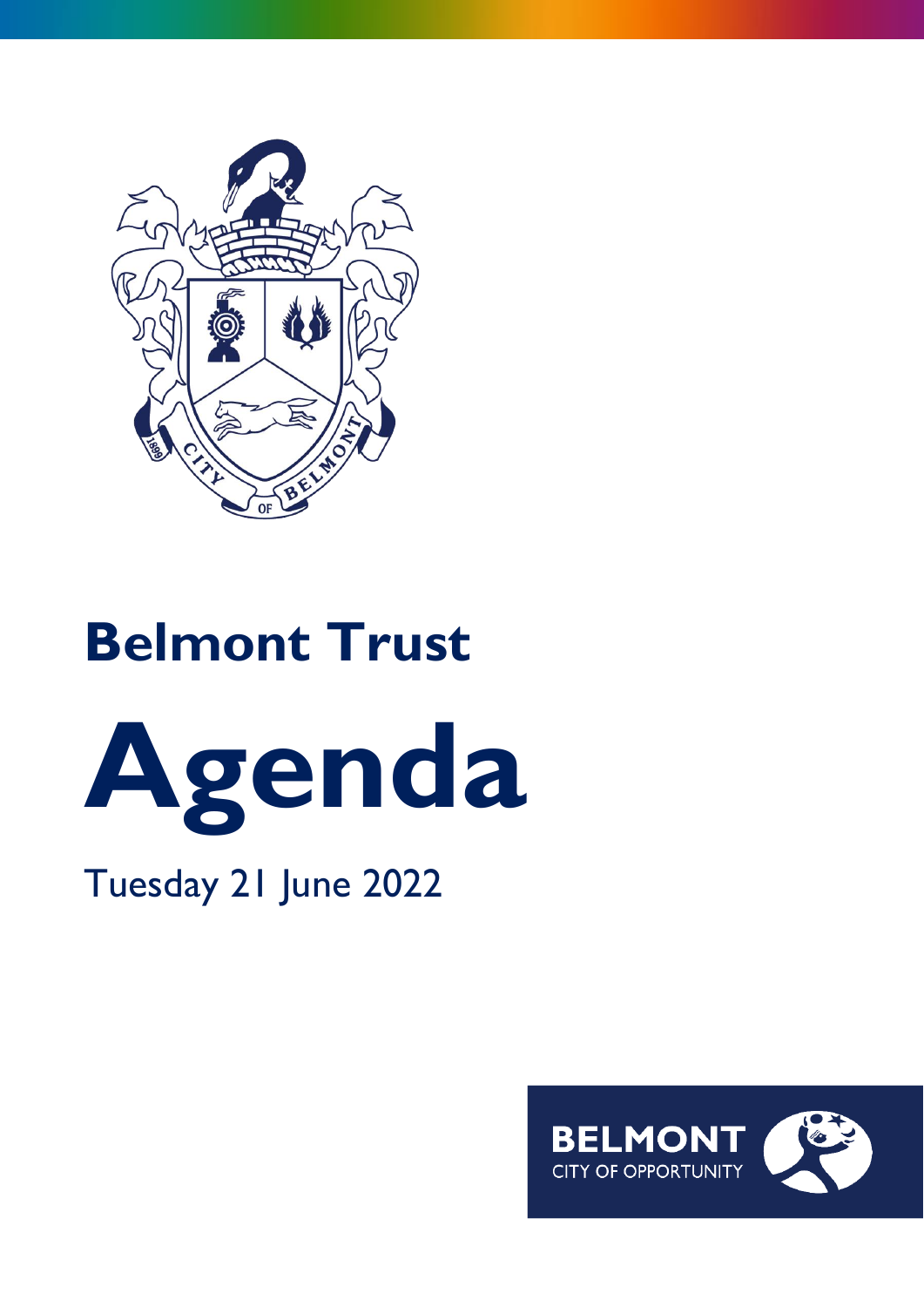# Belmont Trust

# Agenda

Tuesday 21 June 2022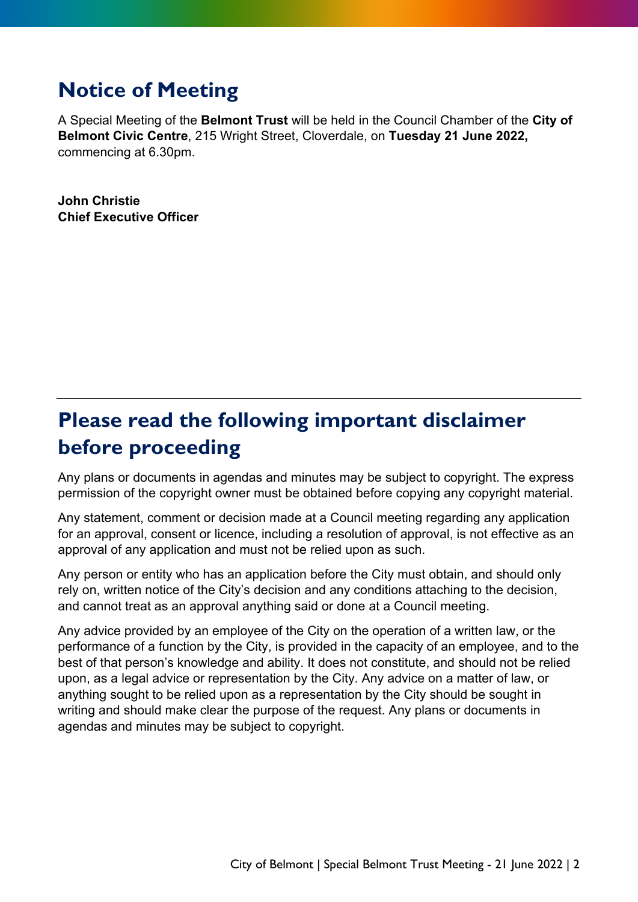# Notice of Meeting

A Special Meeting of the **Belmont Trust** will be held in the Council Chamber of the **City of Belmont Civic Centre**, 215 Wright Street, Cloverdale, on **Tuesday 21 June 2022,** commencing at 6.30pm.

**John Christie**
**Chief Executive Officer**

---

# Please read the following important disclaimer before proceeding

Any plans or documents in agendas and minutes may be subject to copyright. The express permission of the copyright owner must be obtained before copying any copyright material.

Any statement, comment or decision made at a Council meeting regarding any application for an approval, consent or licence, including a resolution of approval, is not effective as an approval of any application and must not be relied upon as such.

Any person or entity who has an application before the City must obtain, and should only rely on, written notice of the City's decision and any conditions attaching to the decision, and cannot treat as an approval anything said or done at a Council meeting.

Any advice provided by an employee of the City on the operation of a written law, or the performance of a function by the City, is provided in the capacity of an employee, and to the best of that person's knowledge and ability. It does not constitute, and should not be relied upon, as a legal advice or representation by the City. Any advice on a matter of law, or anything sought to be relied upon as a representation by the City should be sought in writing and should make clear the purpose of the request. Any plans or documents in agendas and minutes may be subject to copyright.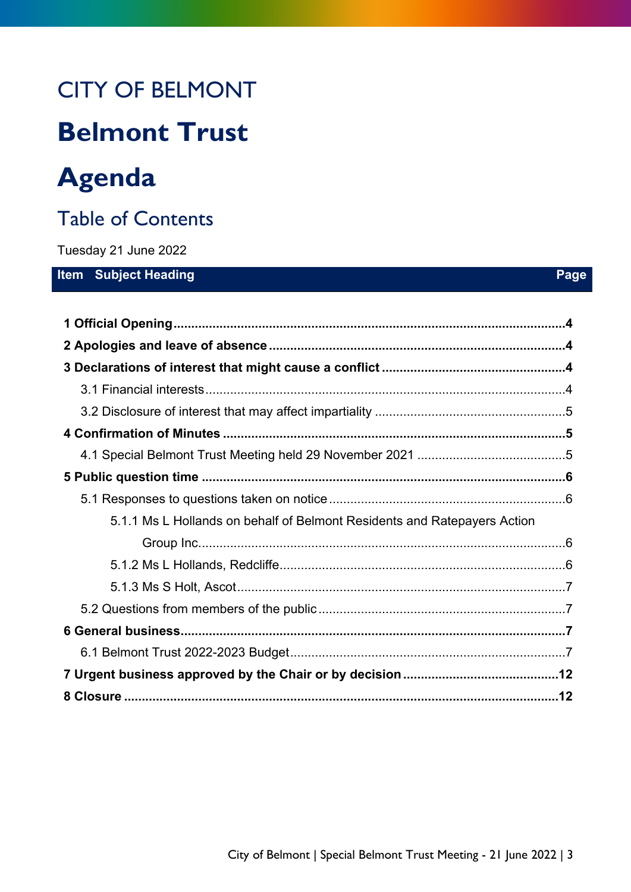# CITY OF BELMONT

# Belmont Trust

# Agenda

## Table of Contents

Tuesday 21 June 2022

| Item Subject Heading | Page |
|---|---|
| **1 Official Opening** | **4** |
| **2 Apologies and leave of absence** | **4** |
| **3 Declarations of interest that might cause a conflict** | **4** |
| 3.1 Financial interests | 4 |
| 3.2 Disclosure of interest that may affect impartiality | 5 |
| **4 Confirmation of Minutes** | **5** |
| 4.1 Special Belmont Trust Meeting held 29 November 2021 | 5 |
| **5 Public question time** | **6** |
| 5.1 Responses to questions taken on notice | 6 |
| 5.1.1 Ms L Hollands on behalf of Belmont Residents and Ratepayers Action Group Inc. | 6 |
| 5.1.2 Ms L Hollands, Redcliffe | 6 |
| 5.1.3 Ms S Holt, Ascot | 7 |
| 5.2 Questions from members of the public | 7 |
| **6 General business** | **7** |
| 6.1 Belmont Trust 2022-2023 Budget | 7 |
| **7 Urgent business approved by the Chair or by decision** | **12** |
| **8 Closure** | **12** |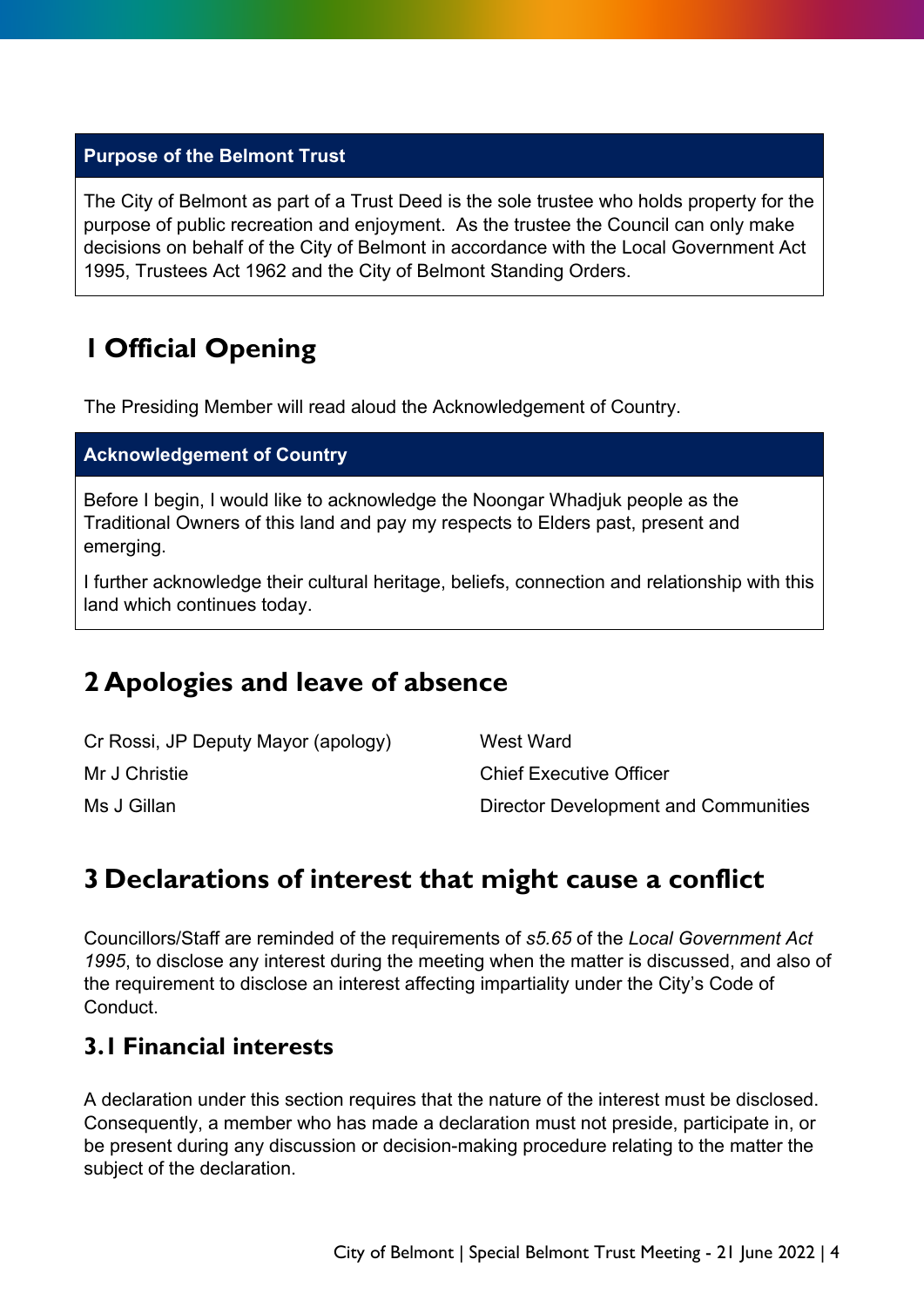**Purpose of the Belmont Trust**

The City of Belmont as part of a Trust Deed is the sole trustee who holds property for the purpose of public recreation and enjoyment. As the trustee the Council can only make decisions on behalf of the City of Belmont in accordance with the Local Government Act 1995, Trustees Act 1962 and the City of Belmont Standing Orders.

# 1 Official Opening

The Presiding Member will read aloud the Acknowledgement of Country.

**Acknowledgement of Country**

Before I begin, I would like to acknowledge the Noongar Whadjuk people as the Traditional Owners of this land and pay my respects to Elders past, present and emerging.

I further acknowledge their cultural heritage, beliefs, connection and relationship with this land which continues today.

# 2 Apologies and leave of absence

| | |
|---|---|
| Cr Rossi, JP Deputy Mayor (apology) | West Ward |
| Mr J Christie | Chief Executive Officer |
| Ms J Gillan | Director Development and Communities |

# 3 Declarations of interest that might cause a conflict

Councillors/Staff are reminded of the requirements of *s5.65* of the *Local Government Act 1995*, to disclose any interest during the meeting when the matter is discussed, and also of the requirement to disclose an interest affecting impartiality under the City's Code of Conduct.

## 3.1 Financial interests

A declaration under this section requires that the nature of the interest must be disclosed. Consequently, a member who has made a declaration must not preside, participate in, or be present during any discussion or decision-making procedure relating to the matter the subject of the declaration.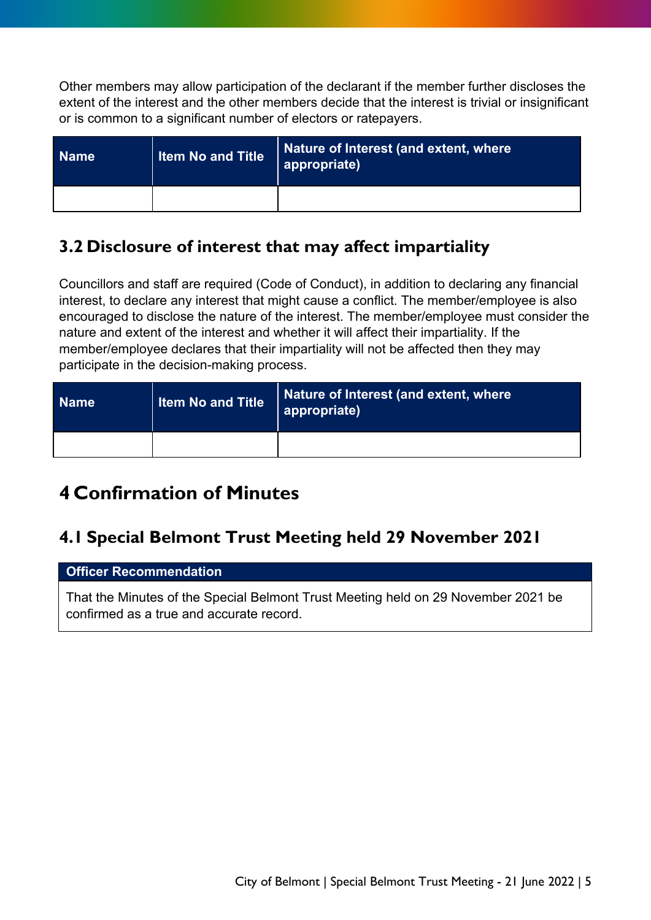Other members may allow participation of the declarant if the member further discloses the extent of the interest and the other members decide that the interest is trivial or insignificant or is common to a significant number of electors or ratepayers.

| Name | Item No and Title | Nature of Interest (and extent, where appropriate) |
|---|---|---|
| | | |

## 3.2 Disclosure of interest that may affect impartiality

Councillors and staff are required (Code of Conduct), in addition to declaring any financial interest, to declare any interest that might cause a conflict. The member/employee is also encouraged to disclose the nature of the interest. The member/employee must consider the nature and extent of the interest and whether it will affect their impartiality. If the member/employee declares that their impartiality will not be affected then they may participate in the decision-making process.

| Name | Item No and Title | Nature of Interest (and extent, where appropriate) |
|---|---|---|
| | | |

# 4 Confirmation of Minutes

## 4.1 Special Belmont Trust Meeting held 29 November 2021

| Officer Recommendation |
|---|
| That the Minutes of the Special Belmont Trust Meeting held on 29 November 2021 be confirmed as a true and accurate record. |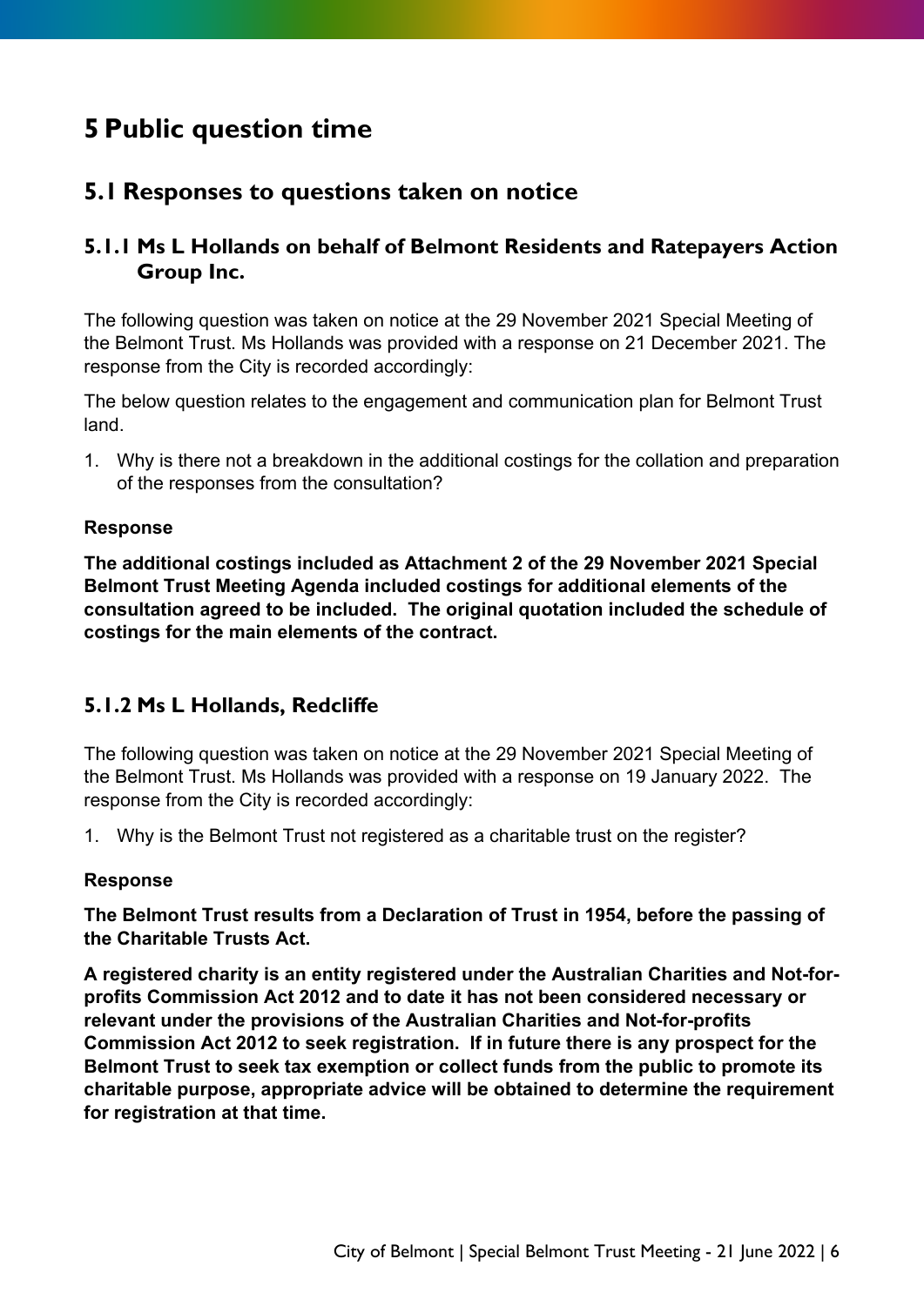# 5 Public question time

## 5.1 Responses to questions taken on notice

### 5.1.1 Ms L Hollands on behalf of Belmont Residents and Ratepayers Action Group Inc.

The following question was taken on notice at the 29 November 2021 Special Meeting of the Belmont Trust. Ms Hollands was provided with a response on 21 December 2021. The response from the City is recorded accordingly:

The below question relates to the engagement and communication plan for Belmont Trust land.

1. Why is there not a breakdown in the additional costings for the collation and preparation of the responses from the consultation?

**Response**

**The additional costings included as Attachment 2 of the 29 November 2021 Special Belmont Trust Meeting Agenda included costings for additional elements of the consultation agreed to be included. The original quotation included the schedule of costings for the main elements of the contract.**

### 5.1.2 Ms L Hollands, Redcliffe

The following question was taken on notice at the 29 November 2021 Special Meeting of the Belmont Trust. Ms Hollands was provided with a response on 19 January 2022. The response from the City is recorded accordingly:

1. Why is the Belmont Trust not registered as a charitable trust on the register?

**Response**

**The Belmont Trust results from a Declaration of Trust in 1954, before the passing of the Charitable Trusts Act.**

**A registered charity is an entity registered under the Australian Charities and Not-for-profits Commission Act 2012 and to date it has not been considered necessary or relevant under the provisions of the Australian Charities and Not-for-profits Commission Act 2012 to seek registration. If in future there is any prospect for the Belmont Trust to seek tax exemption or collect funds from the public to promote its charitable purpose, appropriate advice will be obtained to determine the requirement for registration at that time.**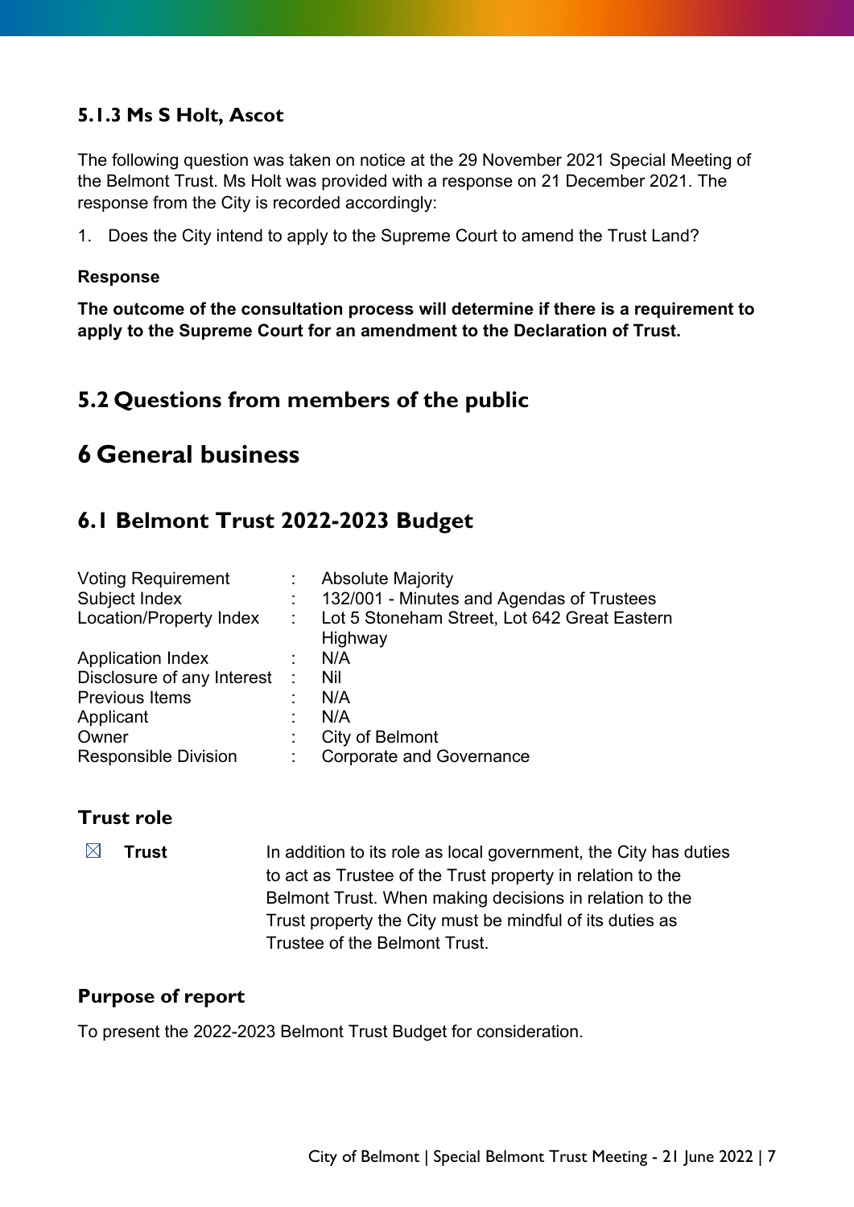### 5.1.3 Ms S Holt, Ascot

The following question was taken on notice at the 29 November 2021 Special Meeting of the Belmont Trust. Ms Holt was provided with a response on 21 December 2021. The response from the City is recorded accordingly:

1. Does the City intend to apply to the Supreme Court to amend the Trust Land?

**Response**

**The outcome of the consultation process will determine if there is a requirement to apply to the Supreme Court for an amendment to the Declaration of Trust.**

## 5.2 Questions from members of the public

# 6 General business

## 6.1 Belmont Trust 2022-2023 Budget

| | | |
|---|---|---|
| Voting Requirement | : | Absolute Majority |
| Subject Index | : | 132/001 - Minutes and Agendas of Trustees |
| Location/Property Index | : | Lot 5 Stoneham Street, Lot 642 Great Eastern Highway |
| Application Index | : | N/A |
| Disclosure of any Interest | : | Nil |
| Previous Items | : | N/A |
| Applicant | : | N/A |
| Owner | : | City of Belmont |
| Responsible Division | : | Corporate and Governance |

### Trust role

☒ **Trust** — In addition to its role as local government, the City has duties to act as Trustee of the Trust property in relation to the Belmont Trust. When making decisions in relation to the Trust property the City must be mindful of its duties as Trustee of the Belmont Trust.

### Purpose of report

To present the 2022-2023 Belmont Trust Budget for consideration.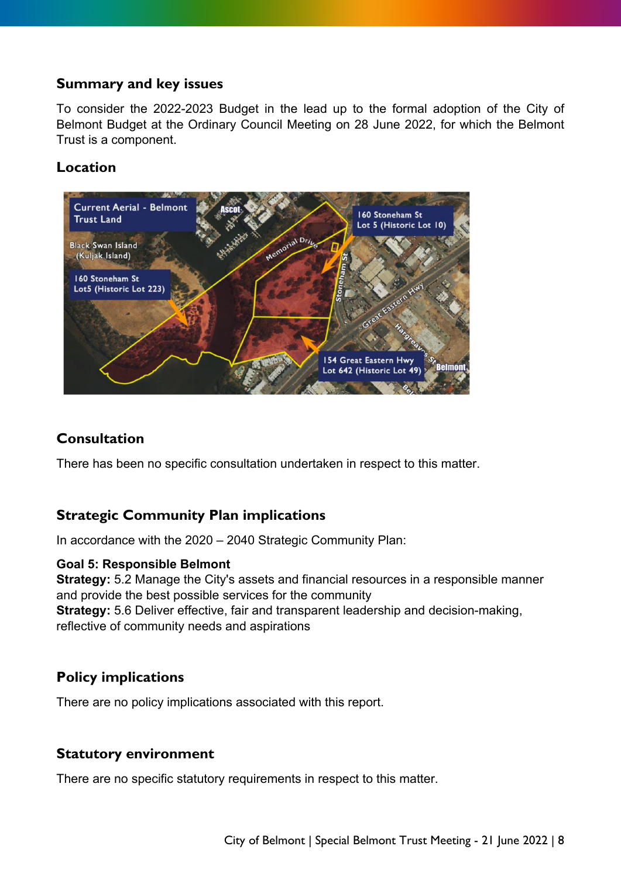## Summary and key issues

To consider the 2022-2023 Budget in the lead up to the formal adoption of the City of Belmont Budget at the Ordinary Council Meeting on 28 June 2022, for which the Belmont Trust is a component.

## Location

## Consultation

There has been no specific consultation undertaken in respect to this matter.

## Strategic Community Plan implications

In accordance with the 2020 – 2040 Strategic Community Plan:

**Goal 5: Responsible Belmont**
**Strategy:** 5.2 Manage the City's assets and financial resources in a responsible manner and provide the best possible services for the community
**Strategy:** 5.6 Deliver effective, fair and transparent leadership and decision-making, reflective of community needs and aspirations

## Policy implications

There are no policy implications associated with this report.

## Statutory environment

There are no specific statutory requirements in respect to this matter.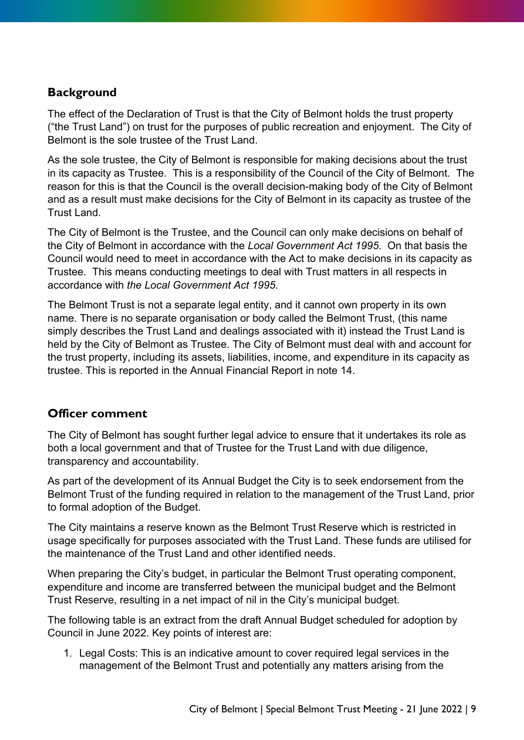## Background

The effect of the Declaration of Trust is that the City of Belmont holds the trust property ("the Trust Land") on trust for the purposes of public recreation and enjoyment. The City of Belmont is the sole trustee of the Trust Land.

As the sole trustee, the City of Belmont is responsible for making decisions about the trust in its capacity as Trustee. This is a responsibility of the Council of the City of Belmont. The reason for this is that the Council is the overall decision-making body of the City of Belmont and as a result must make decisions for the City of Belmont in its capacity as trustee of the Trust Land.

The City of Belmont is the Trustee, and the Council can only make decisions on behalf of the City of Belmont in accordance with the *Local Government Act 1995*. On that basis the Council would need to meet in accordance with the Act to make decisions in its capacity as Trustee. This means conducting meetings to deal with Trust matters in all respects in accordance with *the Local Government Act 1995.*

The Belmont Trust is not a separate legal entity, and it cannot own property in its own name. There is no separate organisation or body called the Belmont Trust, (this name simply describes the Trust Land and dealings associated with it) instead the Trust Land is held by the City of Belmont as Trustee. The City of Belmont must deal with and account for the trust property, including its assets, liabilities, income, and expenditure in its capacity as trustee. This is reported in the Annual Financial Report in note 14.

## Officer comment

The City of Belmont has sought further legal advice to ensure that it undertakes its role as both a local government and that of Trustee for the Trust Land with due diligence, transparency and accountability.

As part of the development of its Annual Budget the City is to seek endorsement from the Belmont Trust of the funding required in relation to the management of the Trust Land, prior to formal adoption of the Budget.

The City maintains a reserve known as the Belmont Trust Reserve which is restricted in usage specifically for purposes associated with the Trust Land. These funds are utilised for the maintenance of the Trust Land and other identified needs.

When preparing the City's budget, in particular the Belmont Trust operating component, expenditure and income are transferred between the municipal budget and the Belmont Trust Reserve, resulting in a net impact of nil in the City's municipal budget.

The following table is an extract from the draft Annual Budget scheduled for adoption by Council in June 2022. Key points of interest are:

1. Legal Costs: This is an indicative amount to cover required legal services in the management of the Belmont Trust and potentially any matters arising from the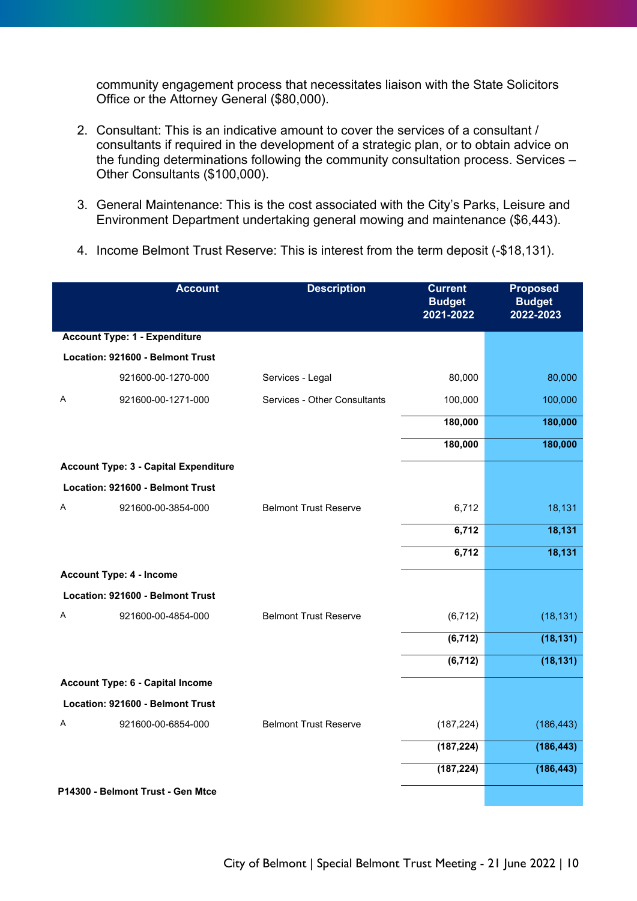community engagement process that necessitates liaison with the State Solicitors Office or the Attorney General ($80,000).

2. Consultant: This is an indicative amount to cover the services of a consultant / consultants if required in the development of a strategic plan, or to obtain advice on the funding determinations following the community consultation process. Services – Other Consultants ($100,000).

3. General Maintenance: This is the cost associated with the City's Parks, Leisure and Environment Department undertaking general mowing and maintenance ($6,443).

4. Income Belmont Trust Reserve: This is interest from the term deposit (-$18,131).

| | Account | Description | Current Budget 2021-2022 | Proposed Budget 2022-2023 |
|---|---|---|---|---|
| **Account Type: 1 - Expenditure** | | | | |
| **Location: 921600 - Belmont Trust** | | | | |
| | 921600-00-1270-000 | Services - Legal | 80,000 | 80,000 |
| A | 921600-00-1271-000 | Services - Other Consultants | 100,000 | 100,000 |
| | | | **180,000** | **180,000** |
| | | | **180,000** | **180,000** |
| **Account Type: 3 - Capital Expenditure** | | | | |
| **Location: 921600 - Belmont Trust** | | | | |
| A | 921600-00-3854-000 | Belmont Trust Reserve | 6,712 | 18,131 |
| | | | **6,712** | **18,131** |
| | | | **6,712** | **18,131** |
| **Account Type: 4 - Income** | | | | |
| **Location: 921600 - Belmont Trust** | | | | |
| A | 921600-00-4854-000 | Belmont Trust Reserve | (6,712) | (18,131) |
| | | | **(6,712)** | **(18,131)** |
| | | | **(6,712)** | **(18,131)** |
| **Account Type: 6 - Capital Income** | | | | |
| **Location: 921600 - Belmont Trust** | | | | |
| A | 921600-00-6854-000 | Belmont Trust Reserve | (187,224) | (186,443) |
| | | | **(187,224)** | **(186,443)** |
| | | | **(187,224)** | **(186,443)** |
| **P14300 - Belmont Trust - Gen Mtce** | | | | |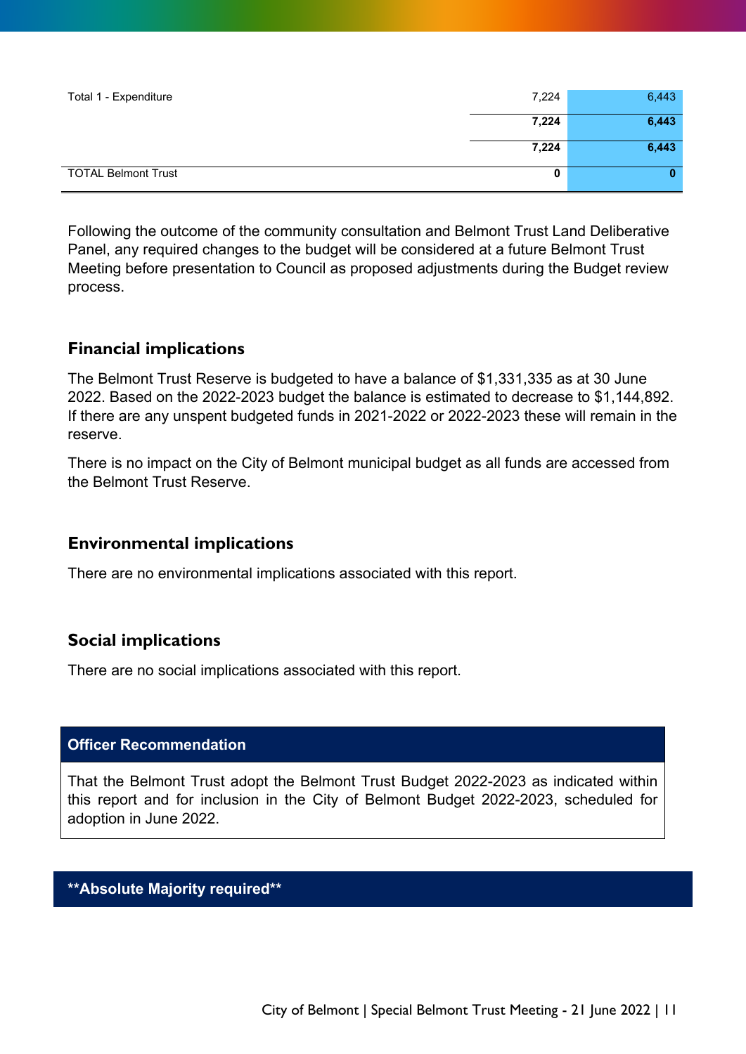|  |  |  |
|---|---|---|
| Total 1 - Expenditure | 7,224 | 6,443 |
|  | **7,224** | **6,443** |
|  | **7,224** | **6,443** |
| TOTAL Belmont Trust | **0** | **0** |

Following the outcome of the community consultation and Belmont Trust Land Deliberative Panel, any required changes to the budget will be considered at a future Belmont Trust Meeting before presentation to Council as proposed adjustments during the Budget review process.

## Financial implications

The Belmont Trust Reserve is budgeted to have a balance of $1,331,335 as at 30 June 2022. Based on the 2022-2023 budget the balance is estimated to decrease to $1,144,892. If there are any unspent budgeted funds in 2021-2022 or 2022-2023 these will remain in the reserve.

There is no impact on the City of Belmont municipal budget as all funds are accessed from the Belmont Trust Reserve.

## Environmental implications

There are no environmental implications associated with this report.

## Social implications

There are no social implications associated with this report.

**Officer Recommendation**

That the Belmont Trust adopt the Belmont Trust Budget 2022-2023 as indicated within this report and for inclusion in the City of Belmont Budget 2022-2023, scheduled for adoption in June 2022.

****Absolute Majority required****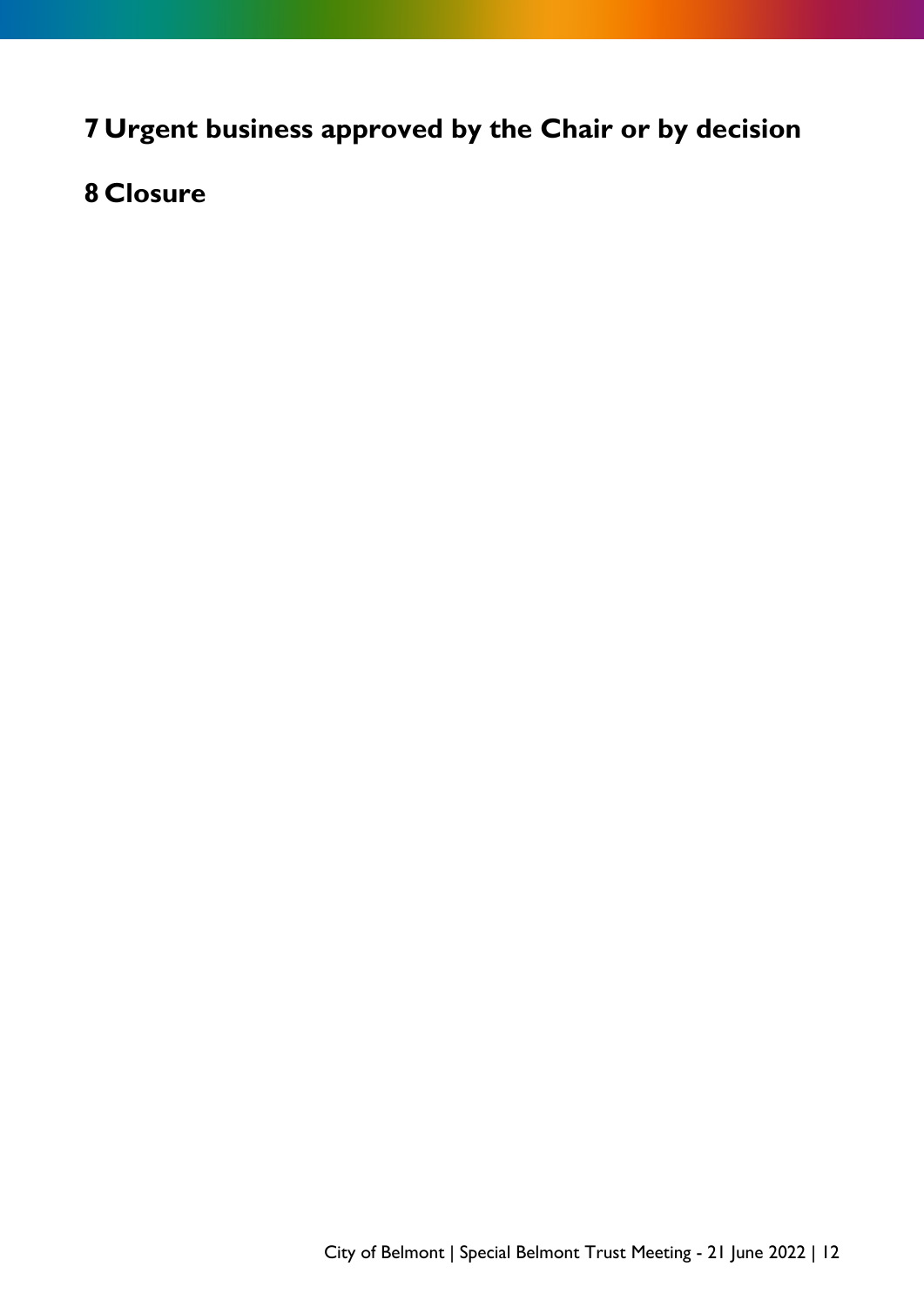# 7 Urgent business approved by the Chair or by decision

# 8 Closure